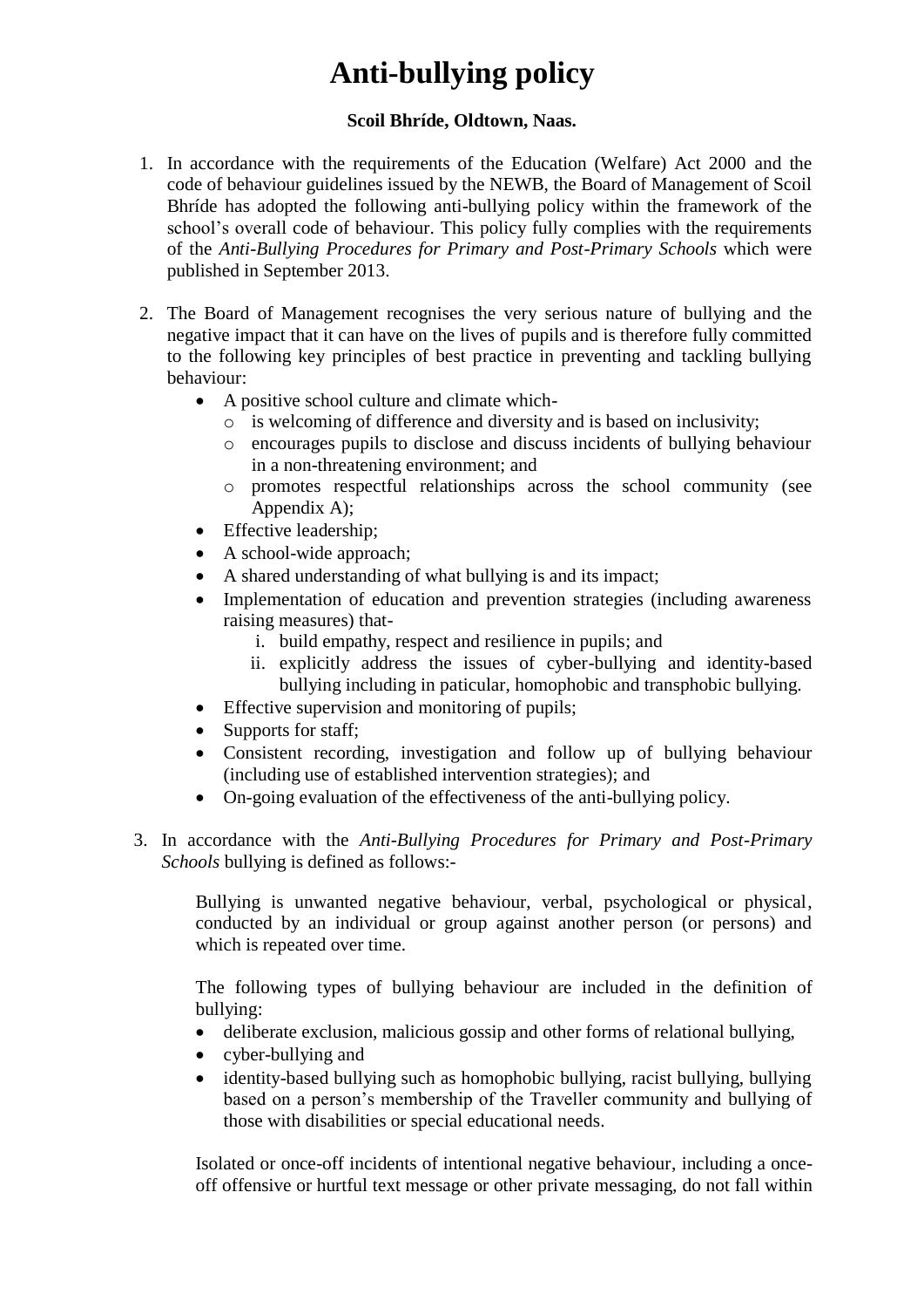# Anti-bullying policy

**Scoil Bhríde, Oldtown, Naas.**

1. In accordance with the requirements of the Education (Welfare) Act 2000 and the code of behaviour guidelines issued by the NEWB, the Board of Management of Scoil Bhríde has adopted the following anti-bullying policy within the framework of the school's overall code of behaviour. This policy fully complies with the requirements of the *Anti-Bullying Procedures for Primary and Post-Primary Schools* which were published in September 2013.

2. The Board of Management recognises the very serious nature of bullying and the negative impact that it can have on the lives of pupils and is therefore fully committed to the following key principles of best practice in preventing and tackling bullying behaviour:
   - A positive school culture and climate which-
     - is welcoming of difference and diversity and is based on inclusivity;
     - encourages pupils to disclose and discuss incidents of bullying behaviour in a non-threatening environment; and
     - promotes respectful relationships across the school community (see Appendix A);
   - Effective leadership;
   - A school-wide approach;
   - A shared understanding of what bullying is and its impact;
   - Implementation of education and prevention strategies (including awareness raising measures) that-
     1. build empathy, respect and resilience in pupils; and
     2. explicitly address the issues of cyber-bullying and identity-based bullying including in paticular, homophobic and transphobic bullying.
   - Effective supervision and monitoring of pupils;
   - Supports for staff;
   - Consistent recording, investigation and follow up of bullying behaviour (including use of established intervention strategies); and
   - On-going evaluation of the effectiveness of the anti-bullying policy.

3. In accordance with the *Anti-Bullying Procedures for Primary and Post-Primary Schools* bullying is defined as follows:-

   Bullying is unwanted negative behaviour, verbal, psychological or physical, conducted by an individual or group against another person (or persons) and which is repeated over time.

   The following types of bullying behaviour are included in the definition of bullying:
   - deliberate exclusion, malicious gossip and other forms of relational bullying,
   - cyber-bullying and
   - identity-based bullying such as homophobic bullying, racist bullying, bullying based on a person's membership of the Traveller community and bullying of those with disabilities or special educational needs.

   Isolated or once-off incidents of intentional negative behaviour, including a once-off offensive or hurtful text message or other private messaging, do not fall within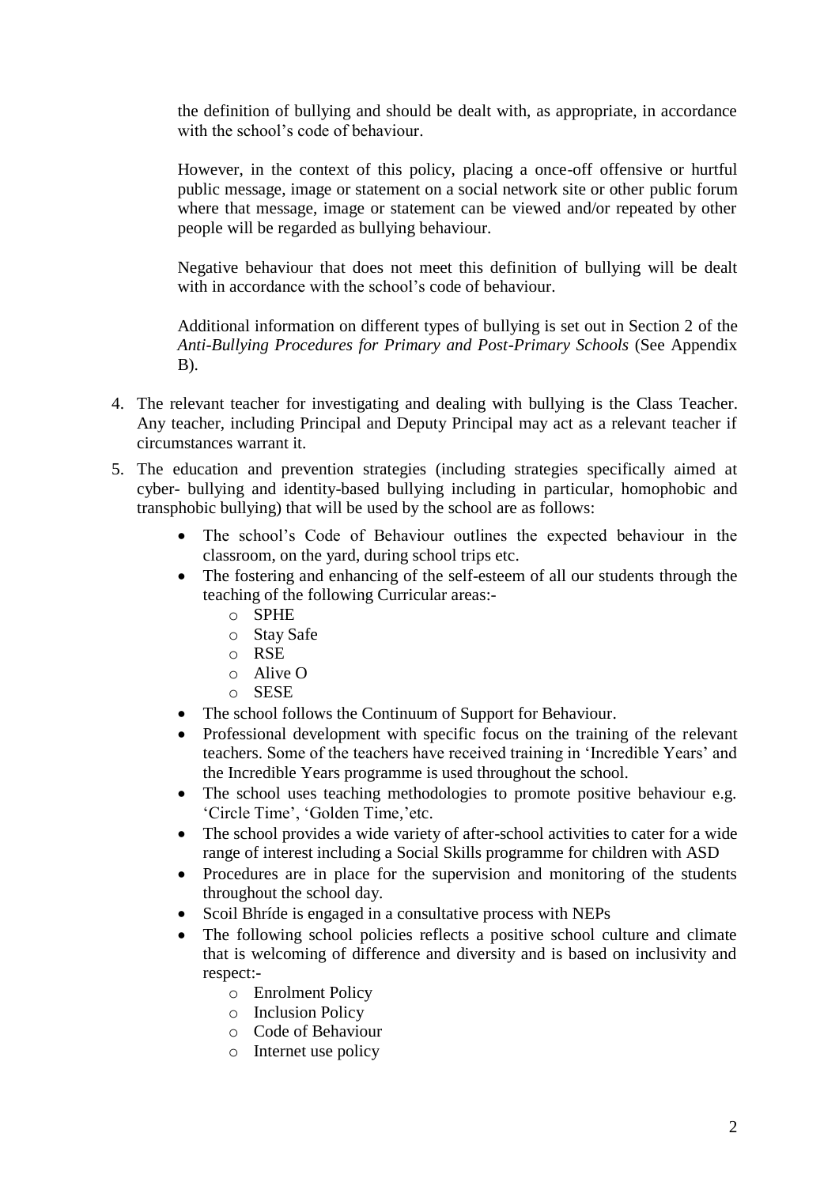the definition of bullying and should be dealt with, as appropriate, in accordance with the school's code of behaviour.

However, in the context of this policy, placing a once-off offensive or hurtful public message, image or statement on a social network site or other public forum where that message, image or statement can be viewed and/or repeated by other people will be regarded as bullying behaviour.

Negative behaviour that does not meet this definition of bullying will be dealt with in accordance with the school's code of behaviour.

Additional information on different types of bullying is set out in Section 2 of the *Anti-Bullying Procedures for Primary and Post-Primary Schools* (See Appendix B).

4. The relevant teacher for investigating and dealing with bullying is the Class Teacher. Any teacher, including Principal and Deputy Principal may act as a relevant teacher if circumstances warrant it.
5. The education and prevention strategies (including strategies specifically aimed at cyber- bullying and identity-based bullying including in particular, homophobic and transphobic bullying) that will be used by the school are as follows:
   - The school's Code of Behaviour outlines the expected behaviour in the classroom, on the yard, during school trips etc.
   - The fostering and enhancing of the self-esteem of all our students through the teaching of the following Curricular areas:-
     - SPHE
     - Stay Safe
     - RSE
     - Alive O
     - SESE
   - The school follows the Continuum of Support for Behaviour.
   - Professional development with specific focus on the training of the relevant teachers. Some of the teachers have received training in 'Incredible Years' and the Incredible Years programme is used throughout the school.
   - The school uses teaching methodologies to promote positive behaviour e.g. 'Circle Time', 'Golden Time,'etc.
   - The school provides a wide variety of after-school activities to cater for a wide range of interest including a Social Skills programme for children with ASD
   - Procedures are in place for the supervision and monitoring of the students throughout the school day.
   - Scoil Bhríde is engaged in a consultative process with NEPs
   - The following school policies reflects a positive school culture and climate that is welcoming of difference and diversity and is based on inclusivity and respect:-
     - Enrolment Policy
     - Inclusion Policy
     - Code of Behaviour
     - Internet use policy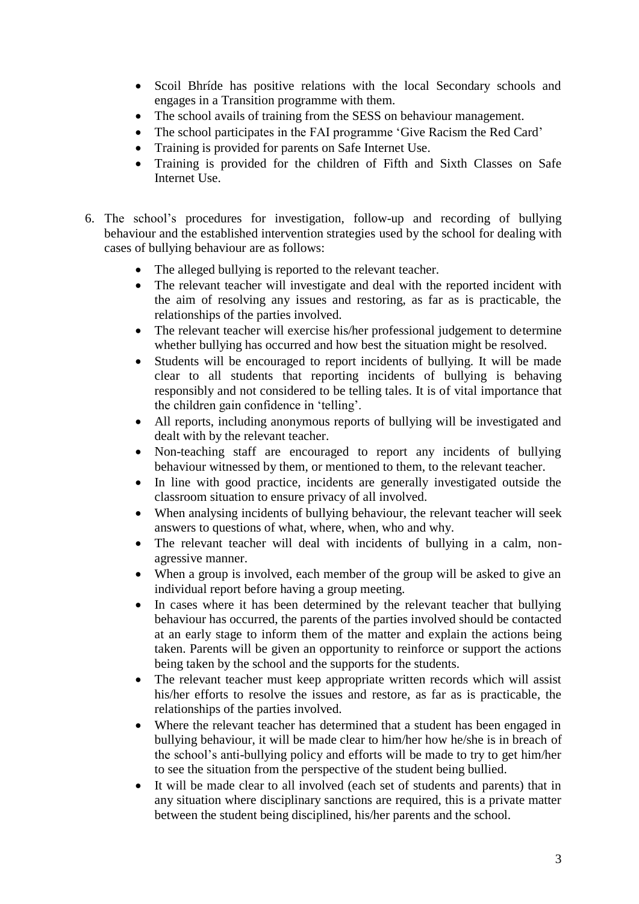- Scoil Bhríde has positive relations with the local Secondary schools and engages in a Transition programme with them.
- The school avails of training from the SESS on behaviour management.
- The school participates in the FAI programme 'Give Racism the Red Card'
- Training is provided for parents on Safe Internet Use.
- Training is provided for the children of Fifth and Sixth Classes on Safe Internet Use.

6. The school's procedures for investigation, follow-up and recording of bullying behaviour and the established intervention strategies used by the school for dealing with cases of bullying behaviour are as follows:

   - The alleged bullying is reported to the relevant teacher.
   - The relevant teacher will investigate and deal with the reported incident with the aim of resolving any issues and restoring, as far as is practicable, the relationships of the parties involved.
   - The relevant teacher will exercise his/her professional judgement to determine whether bullying has occurred and how best the situation might be resolved.
   - Students will be encouraged to report incidents of bullying. It will be made clear to all students that reporting incidents of bullying is behaving responsibly and not considered to be telling tales. It is of vital importance that the children gain confidence in 'telling'.
   - All reports, including anonymous reports of bullying will be investigated and dealt with by the relevant teacher.
   - Non-teaching staff are encouraged to report any incidents of bullying behaviour witnessed by them, or mentioned to them, to the relevant teacher.
   - In line with good practice, incidents are generally investigated outside the classroom situation to ensure privacy of all involved.
   - When analysing incidents of bullying behaviour, the relevant teacher will seek answers to questions of what, where, when, who and why.
   - The relevant teacher will deal with incidents of bullying in a calm, non-agressive manner.
   - When a group is involved, each member of the group will be asked to give an individual report before having a group meeting.
   - In cases where it has been determined by the relevant teacher that bullying behaviour has occurred, the parents of the parties involved should be contacted at an early stage to inform them of the matter and explain the actions being taken. Parents will be given an opportunity to reinforce or support the actions being taken by the school and the supports for the students.
   - The relevant teacher must keep appropriate written records which will assist his/her efforts to resolve the issues and restore, as far as is practicable, the relationships of the parties involved.
   - Where the relevant teacher has determined that a student has been engaged in bullying behaviour, it will be made clear to him/her how he/she is in breach of the school's anti-bullying policy and efforts will be made to try to get him/her to see the situation from the perspective of the student being bullied.
   - It will be made clear to all involved (each set of students and parents) that in any situation where disciplinary sanctions are required, this is a private matter between the student being disciplined, his/her parents and the school.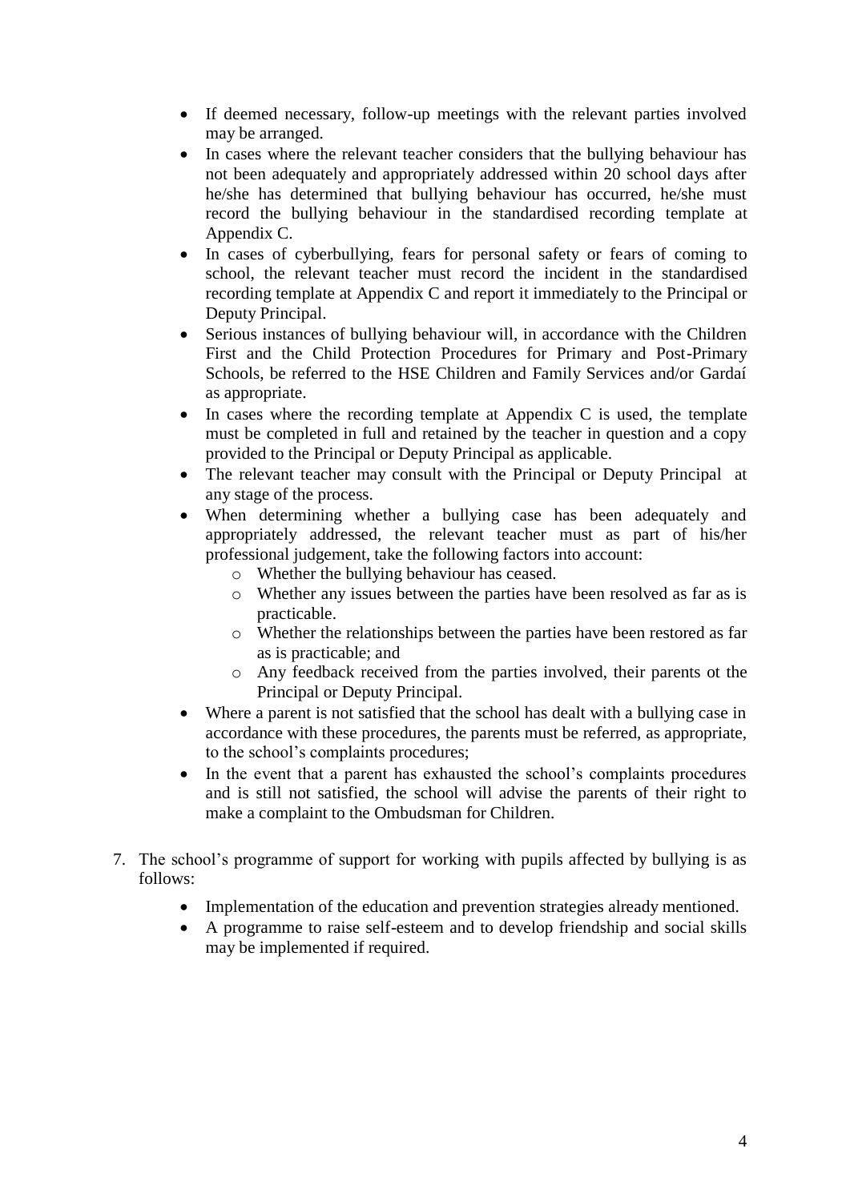- If deemed necessary, follow-up meetings with the relevant parties involved may be arranged.
- In cases where the relevant teacher considers that the bullying behaviour has not been adequately and appropriately addressed within 20 school days after he/she has determined that bullying behaviour has occurred, he/she must record the bullying behaviour in the standardised recording template at Appendix C.
- In cases of cyberbullying, fears for personal safety or fears of coming to school, the relevant teacher must record the incident in the standardised recording template at Appendix C and report it immediately to the Principal or Deputy Principal.
- Serious instances of bullying behaviour will, in accordance with the Children First and the Child Protection Procedures for Primary and Post-Primary Schools, be referred to the HSE Children and Family Services and/or Gardaí as appropriate.
- In cases where the recording template at Appendix C is used, the template must be completed in full and retained by the teacher in question and a copy provided to the Principal or Deputy Principal as applicable.
- The relevant teacher may consult with the Principal or Deputy Principal at any stage of the process.
- When determining whether a bullying case has been adequately and appropriately addressed, the relevant teacher must as part of his/her professional judgement, take the following factors into account:
  - Whether the bullying behaviour has ceased.
  - Whether any issues between the parties have been resolved as far as is practicable.
  - Whether the relationships between the parties have been restored as far as is practicable; and
  - Any feedback received from the parties involved, their parents ot the Principal or Deputy Principal.
- Where a parent is not satisfied that the school has dealt with a bullying case in accordance with these procedures, the parents must be referred, as appropriate, to the school's complaints procedures;
- In the event that a parent has exhausted the school's complaints procedures and is still not satisfied, the school will advise the parents of their right to make a complaint to the Ombudsman for Children.

7. The school's programme of support for working with pupils affected by bullying is as follows:

   - Implementation of the education and prevention strategies already mentioned.
   - A programme to raise self-esteem and to develop friendship and social skills may be implemented if required.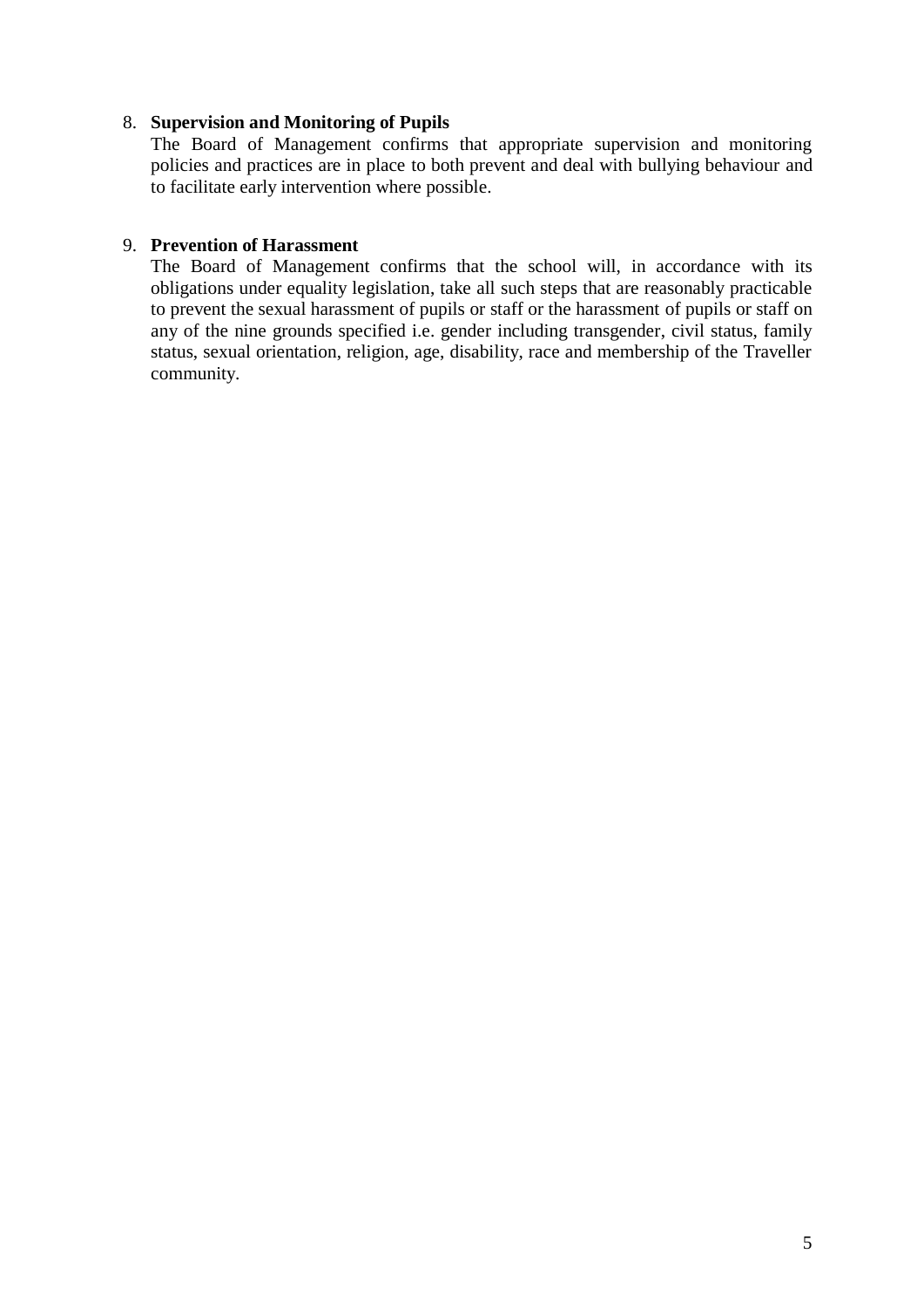8. **Supervision and Monitoring of Pupils**
   The Board of Management confirms that appropriate supervision and monitoring policies and practices are in place to both prevent and deal with bullying behaviour and to facilitate early intervention where possible.

9. **Prevention of Harassment**
   The Board of Management confirms that the school will, in accordance with its obligations under equality legislation, take all such steps that are reasonably practicable to prevent the sexual harassment of pupils or staff or the harassment of pupils or staff on any of the nine grounds specified i.e. gender including transgender, civil status, family status, sexual orientation, religion, age, disability, race and membership of the Traveller community.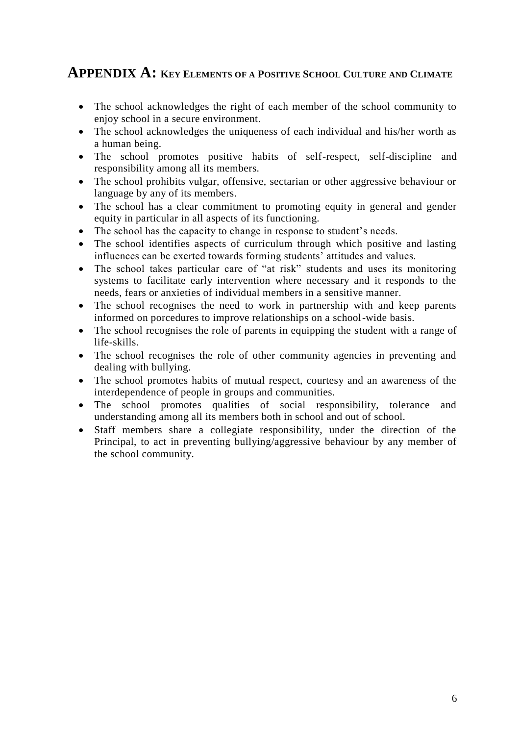# Appendix A: Key Elements of a Positive School Culture and Climate

- The school acknowledges the right of each member of the school community to enjoy school in a secure environment.
- The school acknowledges the uniqueness of each individual and his/her worth as a human being.
- The school promotes positive habits of self-respect, self-discipline and responsibility among all its members.
- The school prohibits vulgar, offensive, sectarian or other aggressive behaviour or language by any of its members.
- The school has a clear commitment to promoting equity in general and gender equity in particular in all aspects of its functioning.
- The school has the capacity to change in response to student's needs.
- The school identifies aspects of curriculum through which positive and lasting influences can be exerted towards forming students' attitudes and values.
- The school takes particular care of "at risk" students and uses its monitoring systems to facilitate early intervention where necessary and it responds to the needs, fears or anxieties of individual members in a sensitive manner.
- The school recognises the need to work in partnership with and keep parents informed on porcedures to improve relationships on a school-wide basis.
- The school recognises the role of parents in equipping the student with a range of life-skills.
- The school recognises the role of other community agencies in preventing and dealing with bullying.
- The school promotes habits of mutual respect, courtesy and an awareness of the interdependence of people in groups and communities.
- The school promotes qualities of social responsibility, tolerance and understanding among all its members both in school and out of school.
- Staff members share a collegiate responsibility, under the direction of the Principal, to act in preventing bullying/aggressive behaviour by any member of the school community.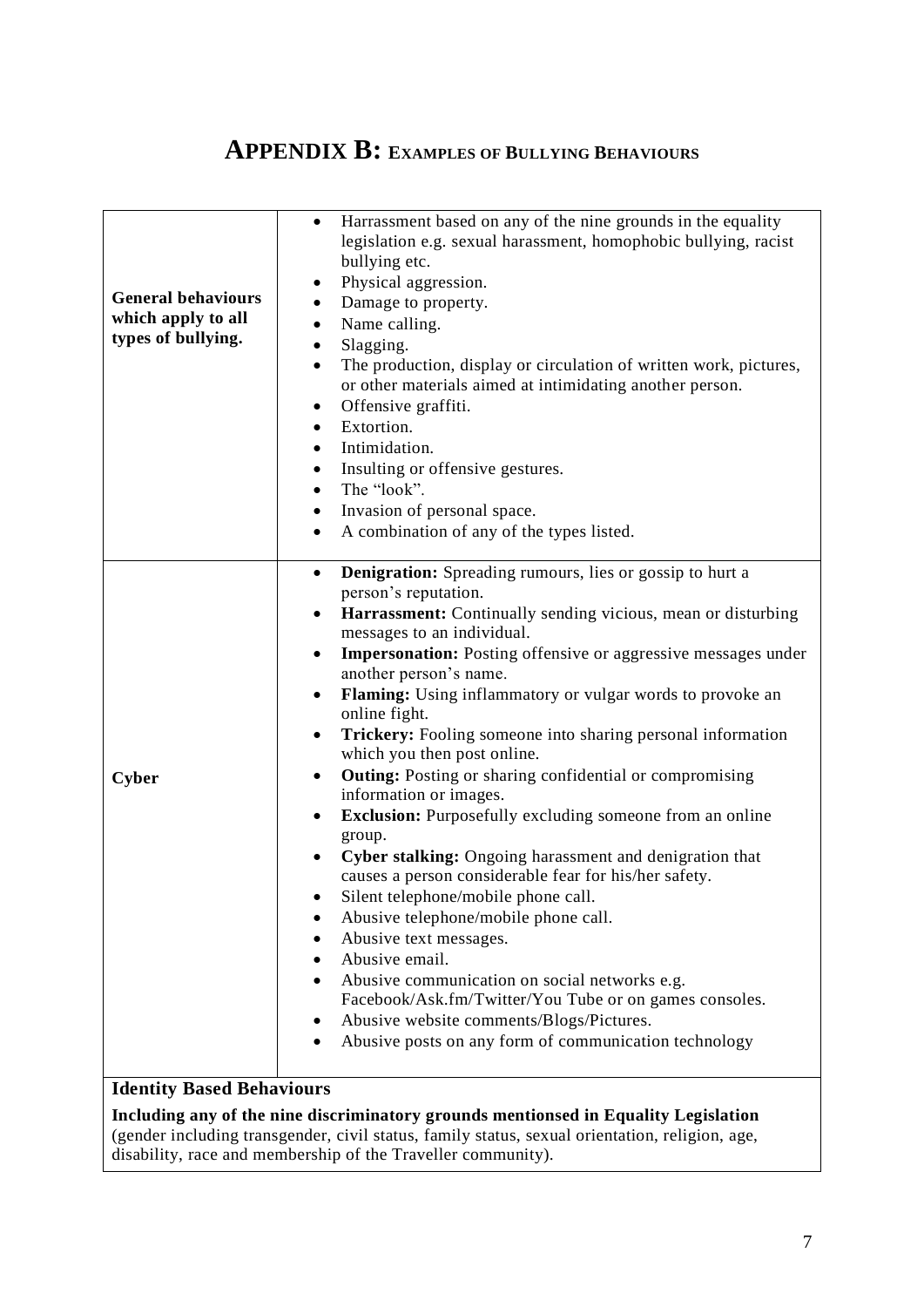# APPENDIX B: EXAMPLES OF BULLYING BEHAVIOURS

| | |
|---|---|
| **General behaviours which apply to all types of bullying.** | • Harrassment based on any of the nine grounds in the equality legislation e.g. sexual harassment, homophobic bullying, racist bullying etc.<br>• Physical aggression.<br>• Damage to property.<br>• Name calling.<br>• Slagging.<br>• The production, display or circulation of written work, pictures, or other materials aimed at intimidating another person.<br>• Offensive graffiti.<br>• Extortion.<br>• Intimidation.<br>• Insulting or offensive gestures.<br>• The "look".<br>• Invasion of personal space.<br>• A combination of any of the types listed. |
| **Cyber** | • **Denigration:** Spreading rumours, lies or gossip to hurt a person's reputation.<br>• **Harrassment:** Continually sending vicious, mean or disturbing messages to an individual.<br>• **Impersonation:** Posting offensive or aggressive messages under another person's name.<br>• **Flaming:** Using inflammatory or vulgar words to provoke an online fight.<br>• **Trickery:** Fooling someone into sharing personal information which you then post online.<br>• **Outing:** Posting or sharing confidential or compromising information or images.<br>• **Exclusion:** Purposefully excluding someone from an online group.<br>• **Cyber stalking:** Ongoing harassment and denigration that causes a person considerable fear for his/her safety.<br>• Silent telephone/mobile phone call.<br>• Abusive telephone/mobile phone call.<br>• Abusive text messages.<br>• Abusive email.<br>• Abusive communication on social networks e.g. Facebook/Ask.fm/Twitter/You Tube or on games consoles.<br>• Abusive website comments/Blogs/Pictures.<br>• Abusive posts on any form of communication technology |
| **Identity Based Behaviours**<br>**Including any of the nine discriminatory grounds mentionsed in Equality Legislation** (gender including transgender, civil status, family status, sexual orientation, religion, age, disability, race and membership of the Traveller community). | |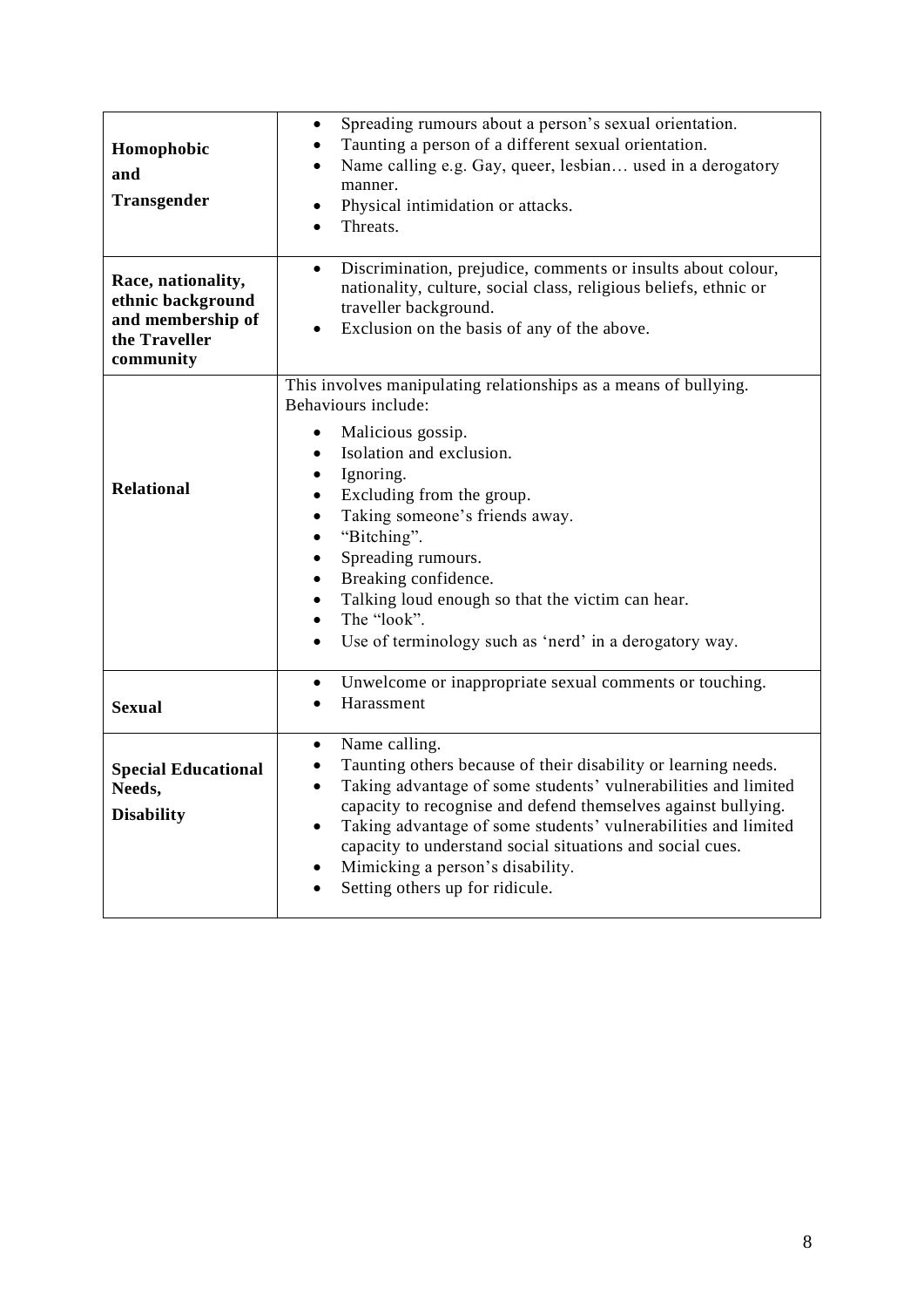| | |
|---|---|
| **Homophobic and Transgender** | • Spreading rumours about a person's sexual orientation.<br>• Taunting a person of a different sexual orientation.<br>• Name calling e.g. Gay, queer, lesbian… used in a derogatory manner.<br>• Physical intimidation or attacks.<br>• Threats. |
| **Race, nationality, ethnic background and membership of the Traveller community** | • Discrimination, prejudice, comments or insults about colour, nationality, culture, social class, religious beliefs, ethnic or traveller background.<br>• Exclusion on the basis of any of the above. |
| **Relational** | This involves manipulating relationships as a means of bullying. Behaviours include:<br>• Malicious gossip.<br>• Isolation and exclusion.<br>• Ignoring.<br>• Excluding from the group.<br>• Taking someone's friends away.<br>• "Bitching".<br>• Spreading rumours.<br>• Breaking confidence.<br>• Talking loud enough so that the victim can hear.<br>• The "look".<br>• Use of terminology such as 'nerd' in a derogatory way. |
| **Sexual** | • Unwelcome or inappropriate sexual comments or touching.<br>• Harassment |
| **Special Educational Needs, Disability** | • Name calling.<br>• Taunting others because of their disability or learning needs.<br>• Taking advantage of some students' vulnerabilities and limited capacity to recognise and defend themselves against bullying.<br>• Taking advantage of some students' vulnerabilities and limited capacity to understand social situations and social cues.<br>• Mimicking a person's disability.<br>• Setting others up for ridicule. |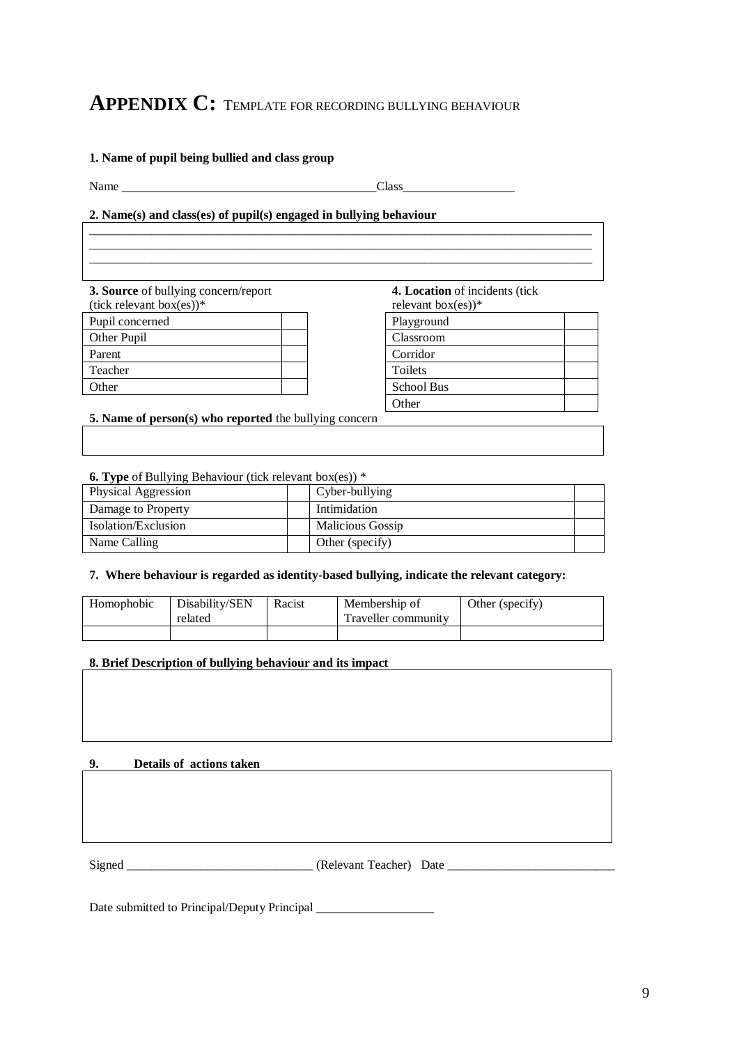# APPENDIX C: TEMPLATE FOR RECORDING BULLYING BEHAVIOUR

**1. Name of pupil being bullied and class group**

Name ________________________________________Class__________________

**2. Name(s) and class(es) of pupil(s) engaged in bullying behaviour**

_______________________________________________________________________________
_______________________________________________________________________________
_______________________________________________________________________________

**3. Source** of bullying concern/report (tick relevant box(es))*

| | |
|---|---|
| Pupil concerned | |
| Other Pupil | |
| Parent | |
| Teacher | |
| Other | |

**4. Location** of incidents (tick relevant box(es))*

| | |
|---|---|
| Playground | |
| Classroom | |
| Corridor | |
| Toilets | |
| School Bus | |
| Other | |

**5. Name of person(s) who reported** the bullying concern

| |
|---|
| |

**6. Type** of Bullying Behaviour (tick relevant box(es)) *

| | | | |
|---|---|---|---|
| Physical Aggression | | Cyber-bullying | |
| Damage to Property | | Intimidation | |
| Isolation/Exclusion | | Malicious Gossip | |
| Name Calling | | Other (specify) | |

**7. Where behaviour is regarded as identity-based bullying, indicate the relevant category:**

| Homophobic | Disability/SEN related | Racist | Membership of Traveller community | Other (specify) |
|---|---|---|---|---|
| | | | | |

**8. Brief Description of bullying behaviour and its impact**

| |
|---|
| |

**9. Details of actions taken**

| |
|---|
| |

Signed ______________________________ (Relevant Teacher) Date ___________________________

Date submitted to Principal/Deputy Principal ___________________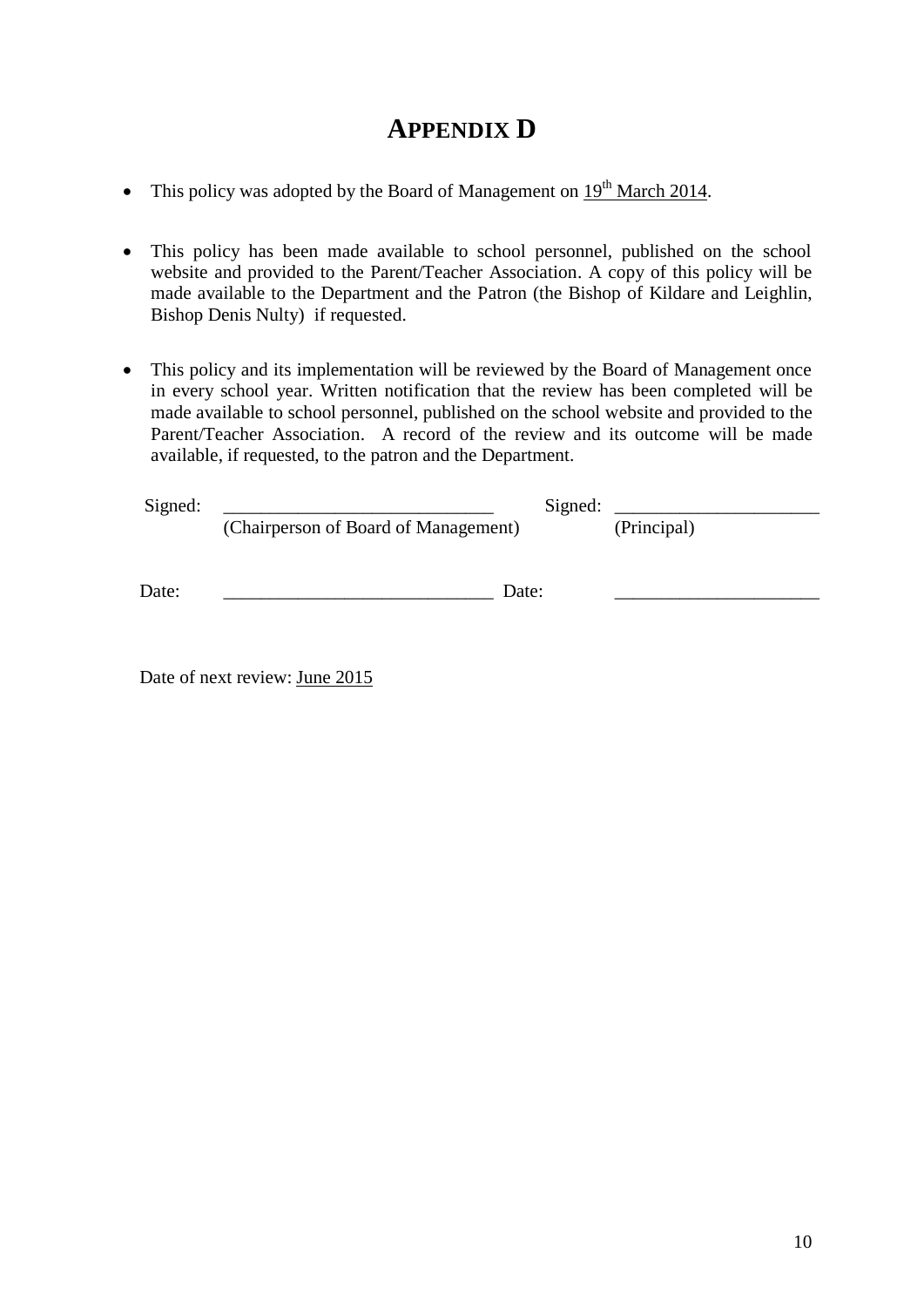# APPENDIX D

- This policy was adopted by the Board of Management on 19th March 2014.

- This policy has been made available to school personnel, published on the school website and provided to the Parent/Teacher Association. A copy of this policy will be made available to the Department and the Patron (the Bishop of Kildare and Leighlin, Bishop Denis Nulty) if requested.

- This policy and its implementation will be reviewed by the Board of Management once in every school year. Written notification that the review has been completed will be made available to school personnel, published on the school website and provided to the Parent/Teacher Association. A record of the review and its outcome will be made available, if requested, to the patron and the Department.

Signed: ____________________________ (Chairperson of Board of Management)

Signed: ______________________ (Principal)

Date: ____________________________

Date: ______________________

Date of next review: June 2015